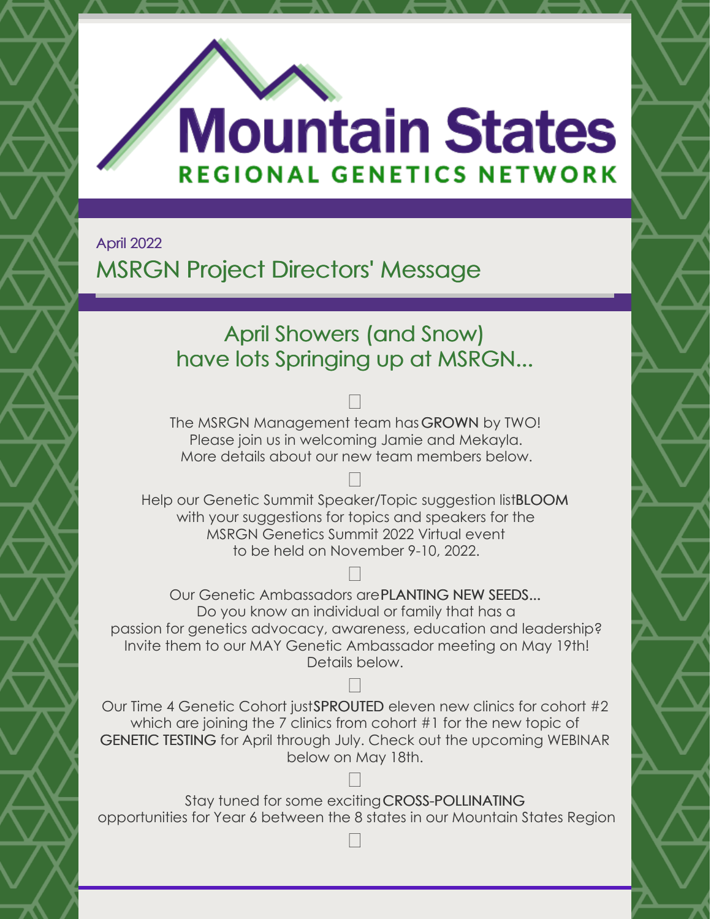# Mountain States

## REGIONAL GENETICS NETWORK

April 2022

## MSRGN Project Directors' Message

### April Showers (and Snow) have lots Springing up at MSRGN...

The MSRGN Management team has GROWN by TWO!
Please join us in welcoming Jamie and Mekayla.
More details about our new team members below.

Help our Genetic Summit Speaker/Topic suggestion list BLOOM with your suggestions for topics and speakers for the MSRGN Genetics Summit 2022 Virtual event to be held on November 9-10, 2022.

Our Genetic Ambassadors are PLANTING NEW SEEDS...
Do you know an individual or family that has a passion for genetics advocacy, awareness, education and leadership?
Invite them to our MAY Genetic Ambassador meeting on May 19th!
Details below.

Our Time 4 Genetic Cohort just SPROUTED eleven new clinics for cohort #2 which are joining the 7 clinics from cohort #1 for the new topic of GENETIC TESTING for April through July. Check out the upcoming WEBINAR below on May 18th.

Stay tuned for some exciting CROSS-POLLINATING opportunities for Year 6 between the 8 states in our Mountain States Region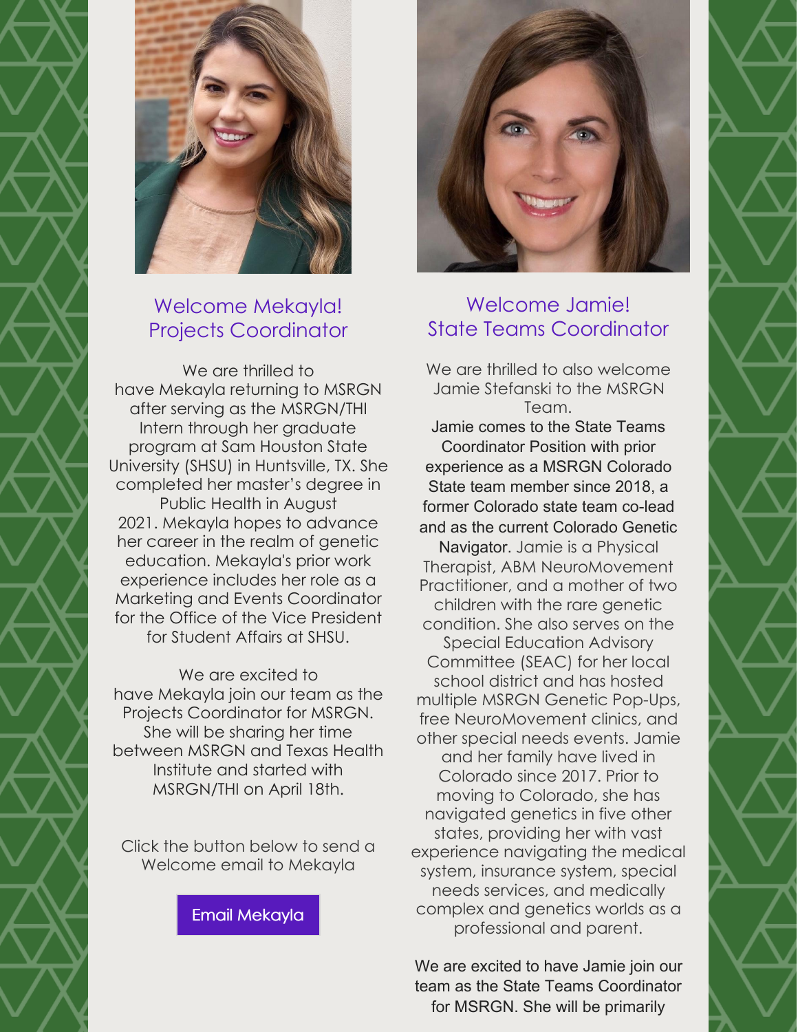## Welcome Mekayla!
## Projects Coordinator

We are thrilled to have Mekayla returning to MSRGN after serving as the MSRGN/THI Intern through her graduate program at Sam Houston State University (SHSU) in Huntsville, TX. She completed her master's degree in Public Health in August 2021. Mekayla hopes to advance her career in the realm of genetic education. Mekayla's prior work experience includes her role as a Marketing and Events Coordinator for the Office of the Vice President for Student Affairs at SHSU.

We are excited to have Mekayla join our team as the Projects Coordinator for MSRGN. She will be sharing her time between MSRGN and Texas Health Institute and started with MSRGN/THI on April 18th.

Click the button below to send a Welcome email to Mekayla

Email Mekayla

## Welcome Jamie!
## State Teams Coordinator

We are thrilled to also welcome Jamie Stefanski to the MSRGN Team.
Jamie comes to the State Teams Coordinator Position with prior experience as a MSRGN Colorado State team member since 2018, a former Colorado state team co-lead and as the current Colorado Genetic Navigator. Jamie is a Physical Therapist, ABM NeuroMovement Practitioner, and a mother of two children with the rare genetic condition. She also serves on the Special Education Advisory Committee (SEAC) for her local school district and has hosted multiple MSRGN Genetic Pop-Ups, free NeuroMovement clinics, and other special needs events. Jamie and her family have lived in Colorado since 2017. Prior to moving to Colorado, she has navigated genetics in five other states, providing her with vast experience navigating the medical system, insurance system, special needs services, and medically complex and genetics worlds as a professional and parent.

We are excited to have Jamie join our team as the State Teams Coordinator for MSRGN. She will be primarily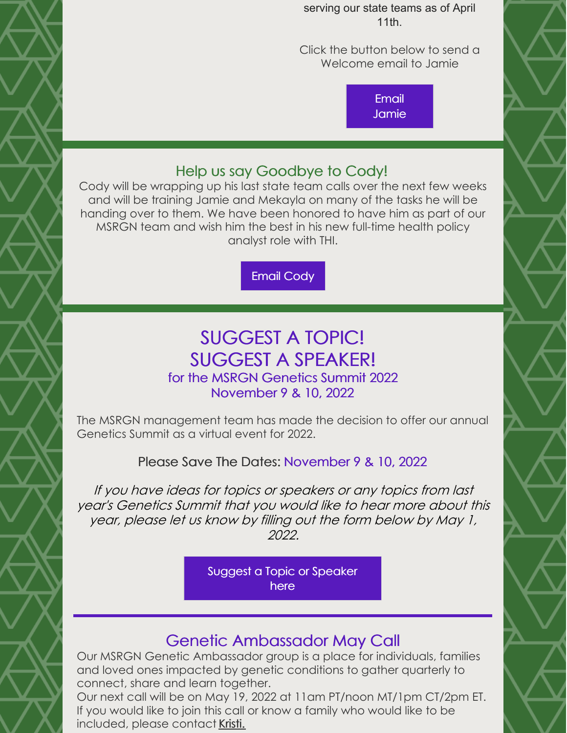serving our state teams as of April 11th.

Click the button below to send a Welcome email to Jamie

Email Jamie

## Help us say Goodbye to Cody!

Cody will be wrapping up his last state team calls over the next few weeks and will be training Jamie and Mekayla on many of the tasks he will be handing over to them. We have been honored to have him as part of our MSRGN team and wish him the best in his new full-time health policy analyst role with THI.

Email Cody

## SUGGEST A TOPIC!
## SUGGEST A SPEAKER!

### for the MSRGN Genetics Summit 2022
### November 9 & 10, 2022

The MSRGN management team has made the decision to offer our annual Genetics Summit as a virtual event for 2022.

Please Save The Dates: November 9 & 10, 2022

*If you have ideas for topics or speakers or any topics from last year's Genetics Summit that you would like to hear more about this year, please let us know by filling out the form below by May 1, 2022.*

Suggest a Topic or Speaker here

---

## Genetic Ambassador May Call

Our MSRGN Genetic Ambassador group is a place for individuals, families and loved ones impacted by genetic conditions to gather quarterly to connect, share and learn together.
Our next call will be on May 19, 2022 at 11am PT/noon MT/1pm CT/2pm ET. If you would like to join this call or know a family who would like to be included, please contact Kristi.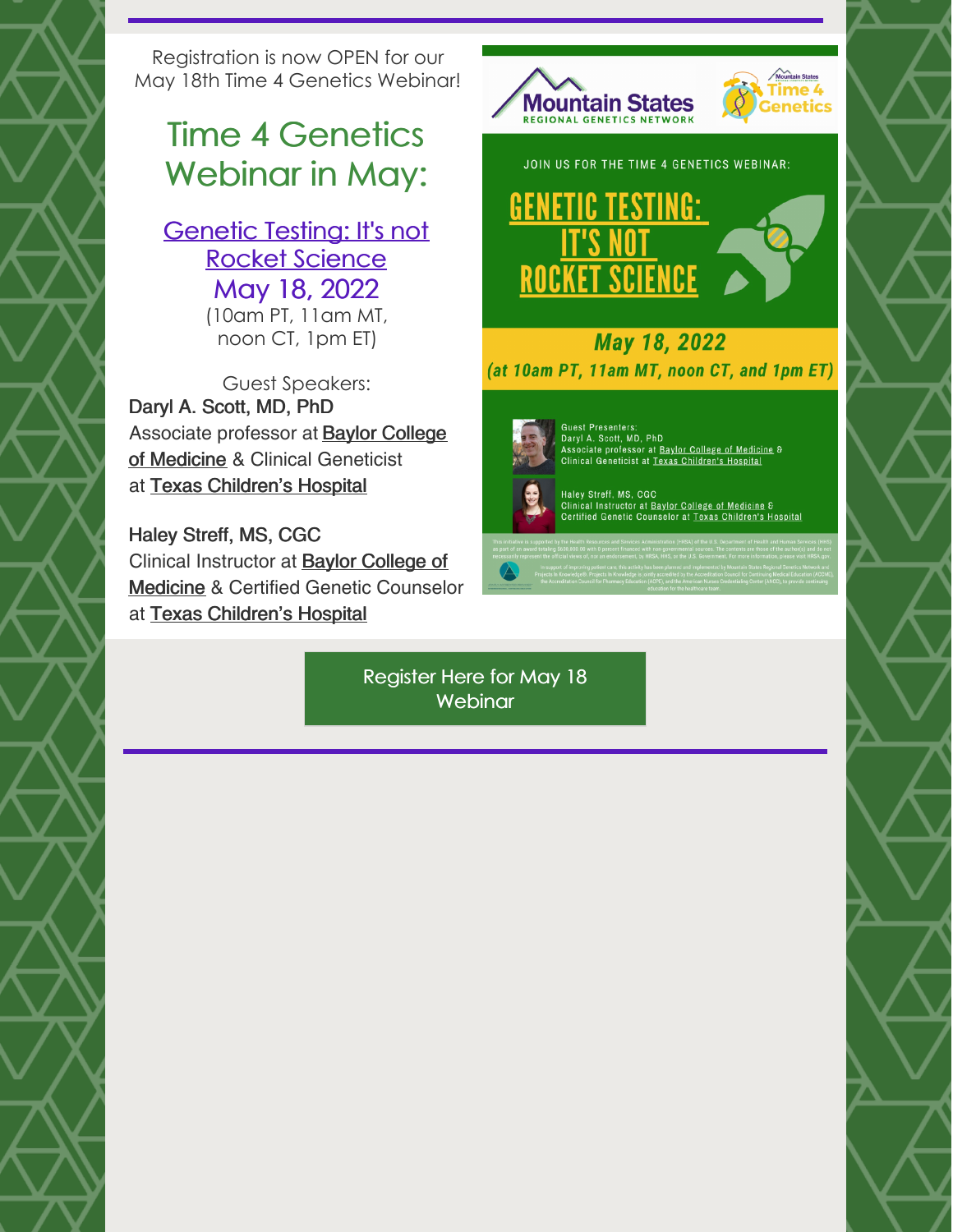Registration is now OPEN for our May 18th Time 4 Genetics Webinar!

## Time 4 Genetics Webinar in May:

### Genetic Testing: It's not Rocket Science

### May 18, 2022

(10am PT, 11am MT, noon CT, 1pm ET)

Guest Speakers:

**Daryl A. Scott, MD, PhD**
Associate professor at Baylor College of Medicine & Clinical Geneticist at Texas Children's Hospital

**Haley Streff, MS, CGC**
Clinical Instructor at Baylor College of Medicine & Certified Genetic Counselor at Texas Children's Hospital

Mountain States Regional Genetics Network | Time 4 Genetics

JOIN US FOR THE TIME 4 GENETICS WEBINAR:

GENETIC TESTING: IT'S NOT ROCKET SCIENCE

May 18, 2022
(at 10am PT, 11am MT, noon CT, and 1pm ET)

Guest Presenters:
Daryl A. Scott, MD, PhD
Associate professor at Baylor College of Medicine & Clinical Geneticist at Texas Children's Hospital

Haley Streff, MS, CGC
Clinical Instructor at Baylor College of Medicine & Certified Genetic Counselor at Texas Children's Hospital

Register Here for May 18 Webinar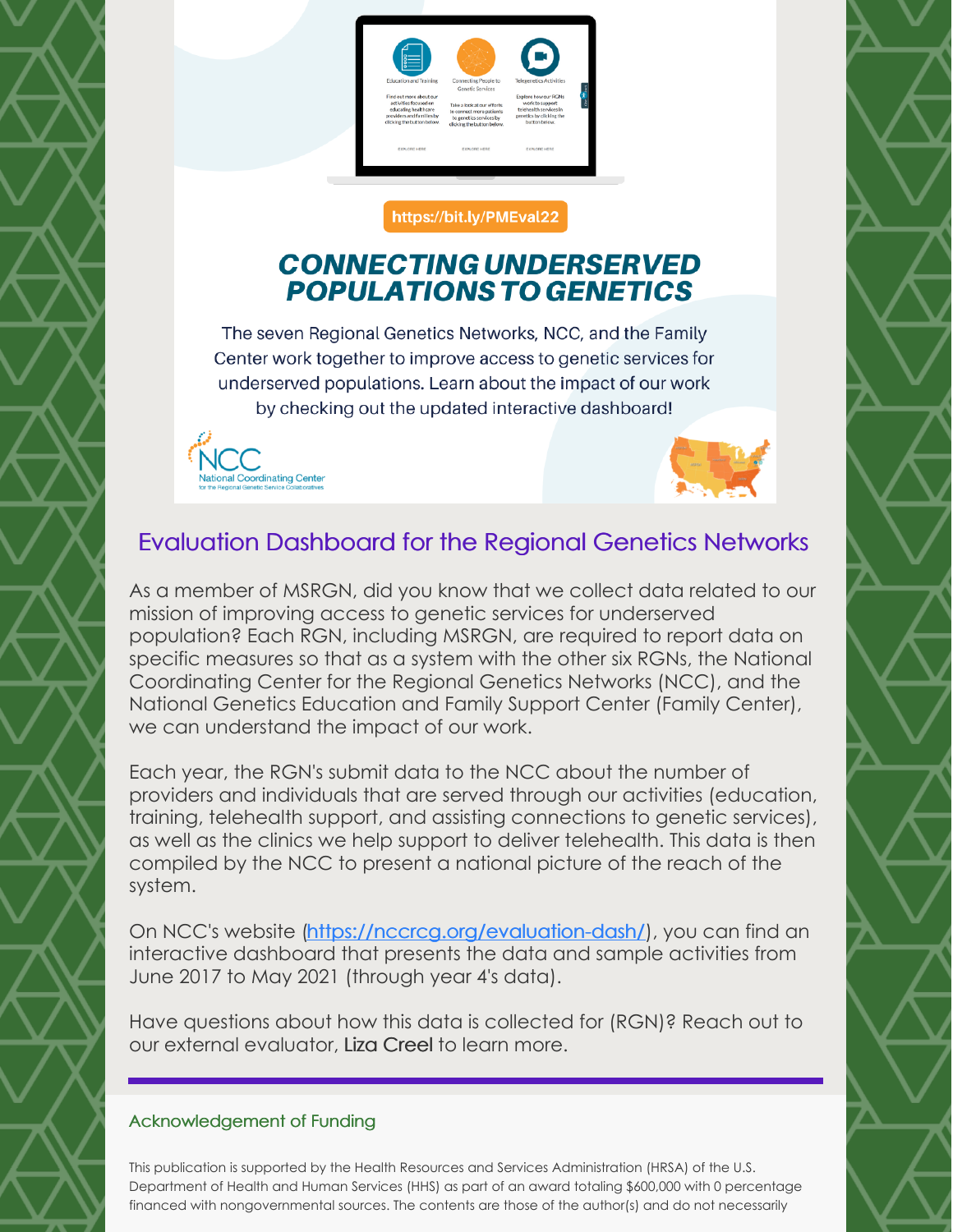https://bit.ly/PMEval22

## CONNECTING UNDERSERVED POPULATIONS TO GENETICS

The seven Regional Genetics Networks, NCC, and the Family Center work together to improve access to genetic services for underserved populations. Learn about the impact of our work by checking out the updated interactive dashboard!

NCC National Coordinating Center for the Regional Genetic Service Collaboratives

## Evaluation Dashboard for the Regional Genetics Networks

As a member of MSRGN, did you know that we collect data related to our mission of improving access to genetic services for underserved population? Each RGN, including MSRGN, are required to report data on specific measures so that as a system with the other six RGNs, the National Coordinating Center for the Regional Genetics Networks (NCC), and the National Genetics Education and Family Support Center (Family Center), we can understand the impact of our work.

Each year, the RGN's submit data to the NCC about the number of providers and individuals that are served through our activities (education, training, telehealth support, and assisting connections to genetic services), as well as the clinics we help support to deliver telehealth. This data is then compiled by the NCC to present a national picture of the reach of the system.

On NCC's website (https://nccrcg.org/evaluation-dash/), you can find an interactive dashboard that presents the data and sample activities from June 2017 to May 2021 (through year 4's data).

Have questions about how this data is collected for (RGN)? Reach out to our external evaluator, Liza Creel to learn more.

### Acknowledgement of Funding

This publication is supported by the Health Resources and Services Administration (HRSA) of the U.S. Department of Health and Human Services (HHS) as part of an award totaling $600,000 with 0 percentage financed with nongovernmental sources. The contents are those of the author(s) and do not necessarily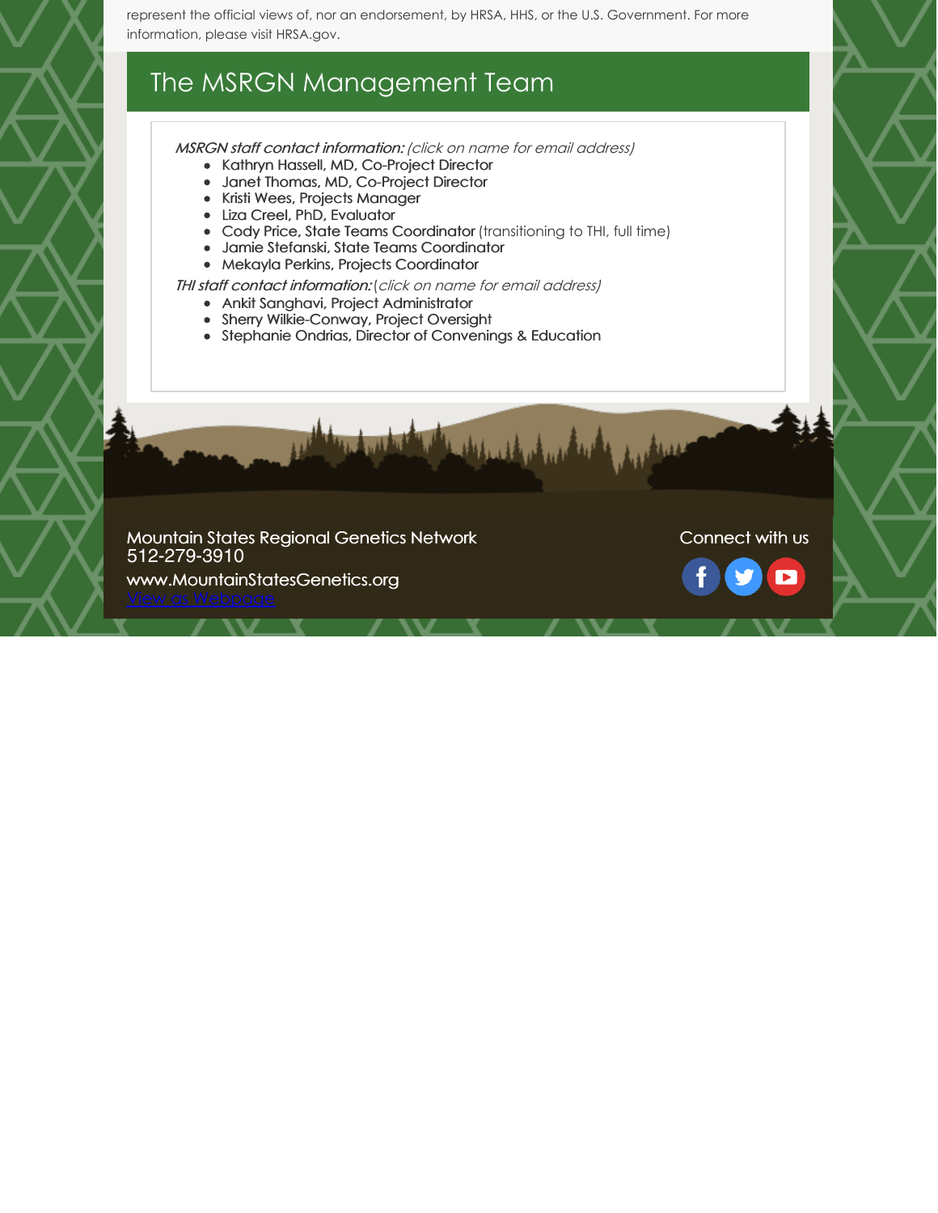represent the official views of, nor an endorsement, by HRSA, HHS, or the U.S. Government. For more information, please visit HRSA.gov.

## The MSRGN Management Team

*MSRGN staff contact information:* *(click on name for email address)*

- Kathryn Hassell, MD, Co-Project Director
- Janet Thomas, MD, Co-Project Director
- Kristi Wees, Projects Manager
- Liza Creel, PhD, Evaluator
- Cody Price, State Teams Coordinator (transitioning to THI, full time)
- Jamie Stefanski, State Teams Coordinator
- Mekayla Perkins, Projects Coordinator

*THI staff contact information:* (*click on name for email address)*

- Ankit Sanghavi, Project Administrator
- Sherry Wilkie-Conway, Project Oversight
- Stephanie Ondrias, Director of Convenings & Education

Mountain States Regional Genetics Network
512-279-3910
www.MountainStatesGenetics.org
View as Webpage

Connect with us